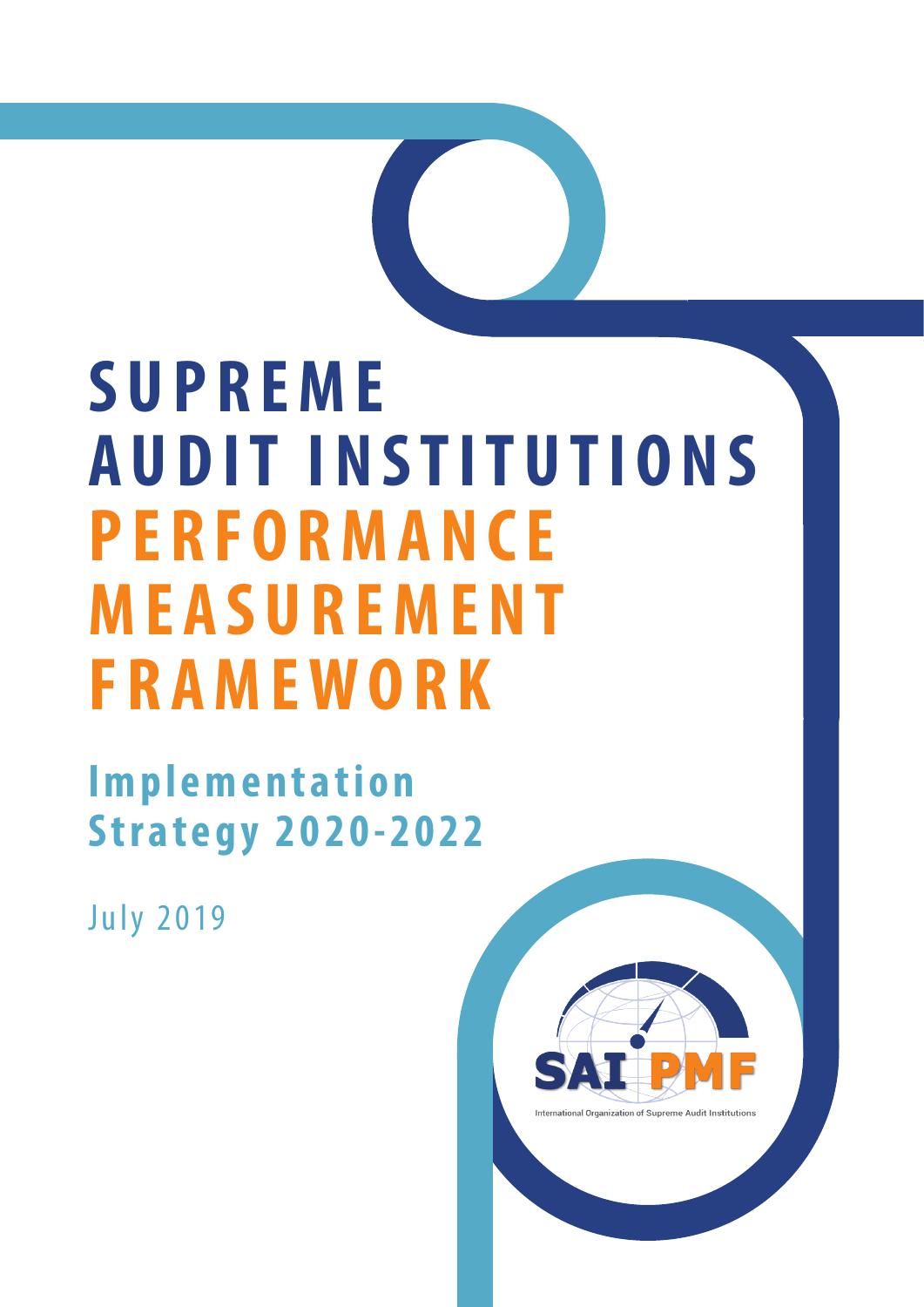# SUPREME AUDIT INSTITUTIONS PERFORMANCE MEASUREMENT FRAMEWORK

## Implementation Strategy 2020-2022

July 2019

SAI PMF

International Organization of Supreme Audit Institutions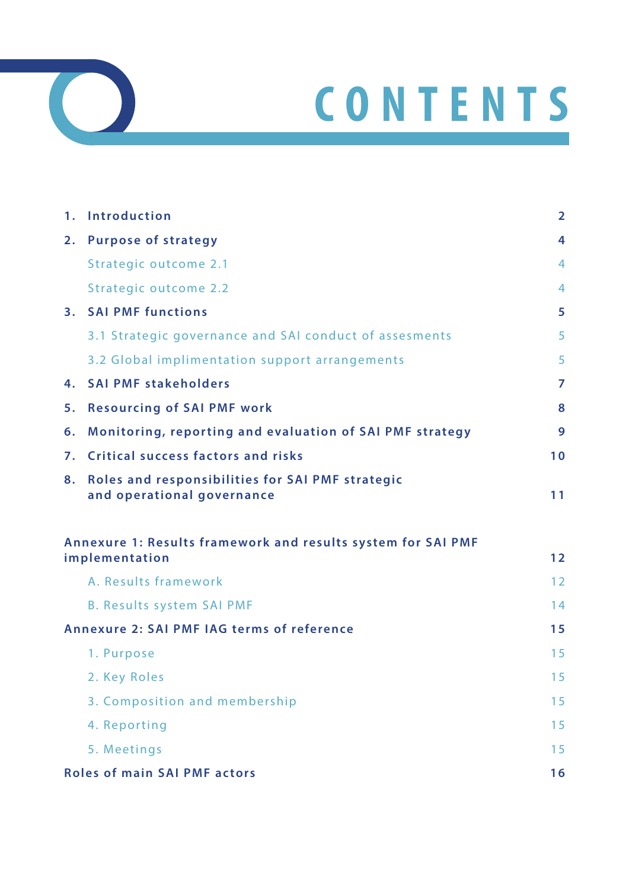# CONTENTS

| | |
|---|---|
| **1. Introduction** | **2** |
| **2. Purpose of strategy** | **4** |
| Strategic outcome 2.1 | 4 |
| Strategic outcome 2.2 | 4 |
| **3. SAI PMF functions** | **5** |
| 3.1 Strategic governance and SAI conduct of assesments | 5 |
| 3.2 Global implimentation support arrangements | 5 |
| **4. SAI PMF stakeholders** | **7** |
| **5. Resourcing of SAI PMF work** | **8** |
| **6. Monitoring, reporting and evaluation of SAI PMF strategy** | **9** |
| **7. Critical success factors and risks** | **10** |
| **8. Roles and responsibilities for SAI PMF strategic and operational governance** | **11** |
| **Annexure 1: Results framework and results system for SAI PMF implementation** | **12** |
| A. Results framework | 12 |
| B. Results system SAI PMF | 14 |
| **Annexure 2: SAI PMF IAG terms of reference** | **15** |
| 1. Purpose | 15 |
| 2. Key Roles | 15 |
| 3. Composition and membership | 15 |
| 4. Reporting | 15 |
| 5. Meetings | 15 |
| **Roles of main SAI PMF actors** | **16** |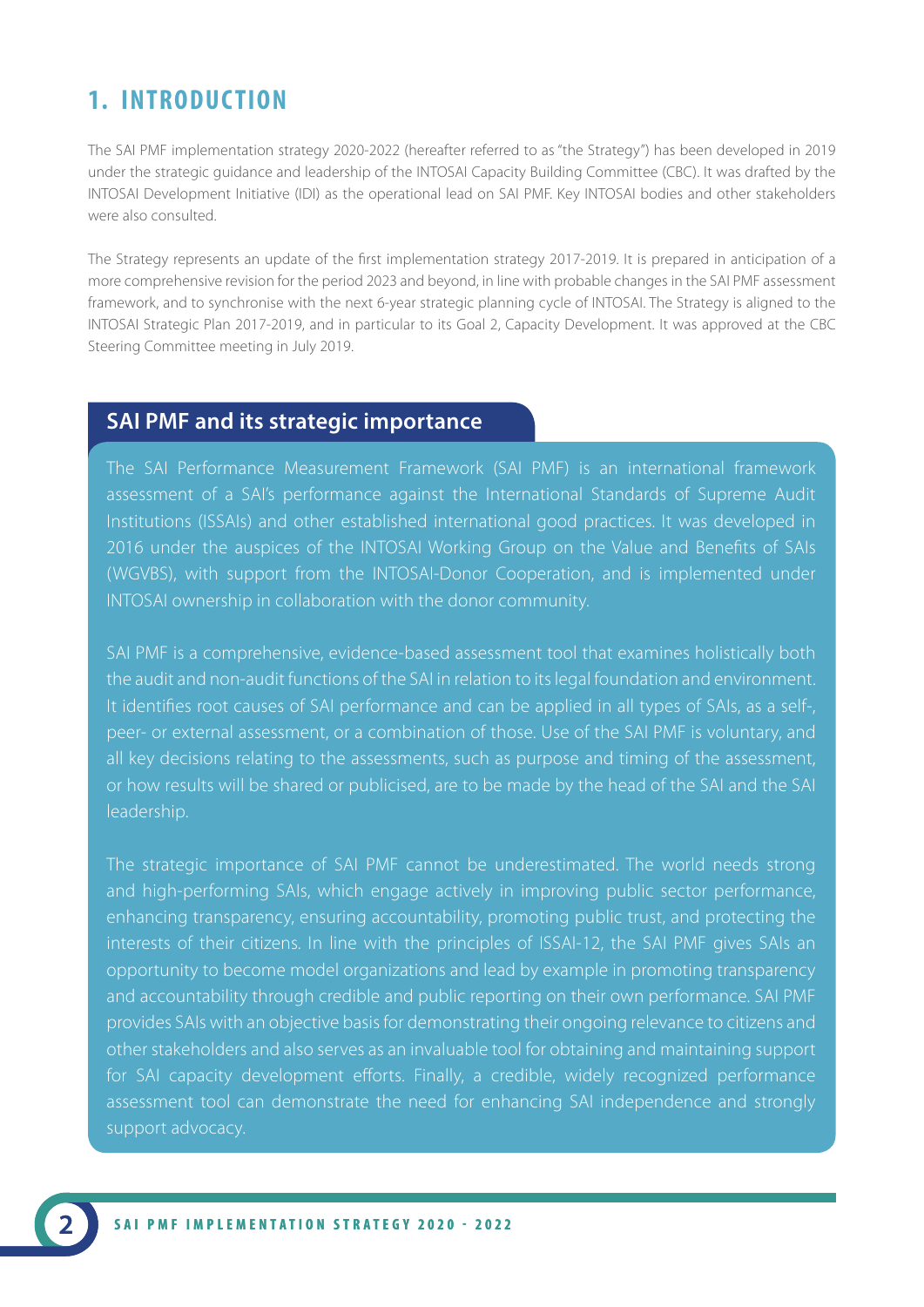# 1. INTRODUCTION

The SAI PMF implementation strategy 2020-2022 (hereafter referred to as "the Strategy") has been developed in 2019 under the strategic guidance and leadership of the INTOSAI Capacity Building Committee (CBC). It was drafted by the INTOSAI Development Initiative (IDI) as the operational lead on SAI PMF. Key INTOSAI bodies and other stakeholders were also consulted.

The Strategy represents an update of the first implementation strategy 2017-2019. It is prepared in anticipation of a more comprehensive revision for the period 2023 and beyond, in line with probable changes in the SAI PMF assessment framework, and to synchronise with the next 6-year strategic planning cycle of INTOSAI. The Strategy is aligned to the INTOSAI Strategic Plan 2017-2019, and in particular to its Goal 2, Capacity Development. It was approved at the CBC Steering Committee meeting in July 2019.

## SAI PMF and its strategic importance

The SAI Performance Measurement Framework (SAI PMF) is an international framework assessment of a SAI's performance against the International Standards of Supreme Audit Institutions (ISSAIs) and other established international good practices. It was developed in 2016 under the auspices of the INTOSAI Working Group on the Value and Benefits of SAIs (WGVBS), with support from the INTOSAI-Donor Cooperation, and is implemented under INTOSAI ownership in collaboration with the donor community.

SAI PMF is a comprehensive, evidence-based assessment tool that examines holistically both the audit and non-audit functions of the SAI in relation to its legal foundation and environment. It identifies root causes of SAI performance and can be applied in all types of SAIs, as a self-, peer- or external assessment, or a combination of those. Use of the SAI PMF is voluntary, and all key decisions relating to the assessments, such as purpose and timing of the assessment, or how results will be shared or publicised, are to be made by the head of the SAI and the SAI leadership.

The strategic importance of SAI PMF cannot be underestimated. The world needs strong and high-performing SAIs, which engage actively in improving public sector performance, enhancing transparency, ensuring accountability, promoting public trust, and protecting the interests of their citizens. In line with the principles of ISSAI-12, the SAI PMF gives SAIs an opportunity to become model organizations and lead by example in promoting transparency and accountability through credible and public reporting on their own performance. SAI PMF provides SAIs with an objective basis for demonstrating their ongoing relevance to citizens and other stakeholders and also serves as an invaluable tool for obtaining and maintaining support for SAI capacity development efforts. Finally, a credible, widely recognized performance assessment tool can demonstrate the need for enhancing SAI independence and strongly support advocacy.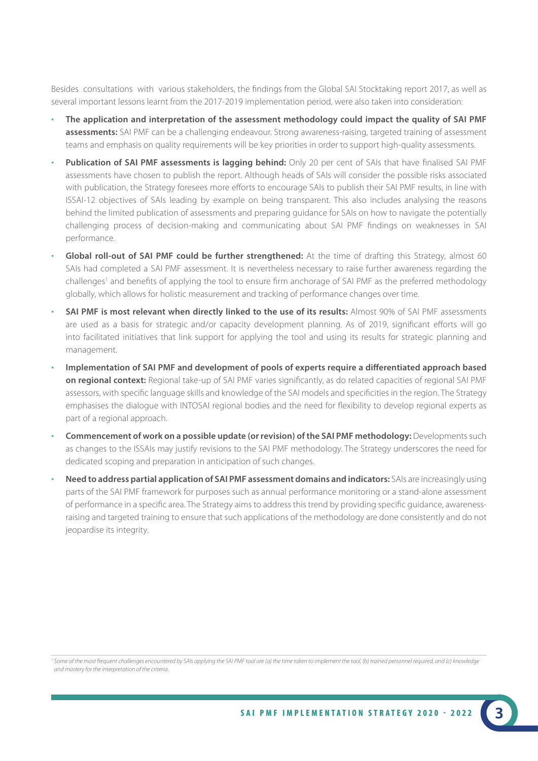Besides consultations with various stakeholders, the findings from the Global SAI Stocktaking report 2017, as well as several important lessons learnt from the 2017-2019 implementation period, were also taken into consideration:

- **The application and interpretation of the assessment methodology could impact the quality of SAI PMF assessments:** SAI PMF can be a challenging endeavour. Strong awareness-raising, targeted training of assessment teams and emphasis on quality requirements will be key priorities in order to support high-quality assessments.
- **Publication of SAI PMF assessments is lagging behind:** Only 20 per cent of SAIs that have finalised SAI PMF assessments have chosen to publish the report. Although heads of SAIs will consider the possible risks associated with publication, the Strategy foresees more efforts to encourage SAIs to publish their SAI PMF results, in line with ISSAI-12 objectives of SAIs leading by example on being transparent. This also includes analysing the reasons behind the limited publication of assessments and preparing guidance for SAIs on how to navigate the potentially challenging process of decision-making and communicating about SAI PMF findings on weaknesses in SAI performance.
- **Global roll-out of SAI PMF could be further strengthened:** At the time of drafting this Strategy, almost 60 SAIs had completed a SAI PMF assessment. It is nevertheless necessary to raise further awareness regarding the challenges[1] and benefits of applying the tool to ensure firm anchorage of SAI PMF as the preferred methodology globally, which allows for holistic measurement and tracking of performance changes over time.
- **SAI PMF is most relevant when directly linked to the use of its results:** Almost 90% of SAI PMF assessments are used as a basis for strategic and/or capacity development planning. As of 2019, significant efforts will go into facilitated initiatives that link support for applying the tool and using its results for strategic planning and management.
- **Implementation of SAI PMF and development of pools of experts require a differentiated approach based on regional context:** Regional take-up of SAI PMF varies significantly, as do related capacities of regional SAI PMF assessors, with specific language skills and knowledge of the SAI models and specificities in the region. The Strategy emphasises the dialogue with INTOSAI regional bodies and the need for flexibility to develop regional experts as part of a regional approach.
- **Commencement of work on a possible update (or revision) of the SAI PMF methodology:** Developments such as changes to the ISSAIs may justify revisions to the SAI PMF methodology. The Strategy underscores the need for dedicated scoping and preparation in anticipation of such changes.
- **Need to address partial application of SAI PMF assessment domains and indicators:** SAIs are increasingly using parts of the SAI PMF framework for purposes such as annual performance monitoring or a stand-alone assessment of performance in a specific area. The Strategy aims to address this trend by providing specific guidance, awareness-raising and targeted training to ensure that such applications of the methodology are done consistently and do not jeopardise its integrity.

---

*[1] Some of the most frequent challenges encountered by SAIs applying the SAI PMF tool are (a) the time taken to implement the tool, (b) trained personnel required, and (c) knowledge and mastery for the interpretation of the criteria.*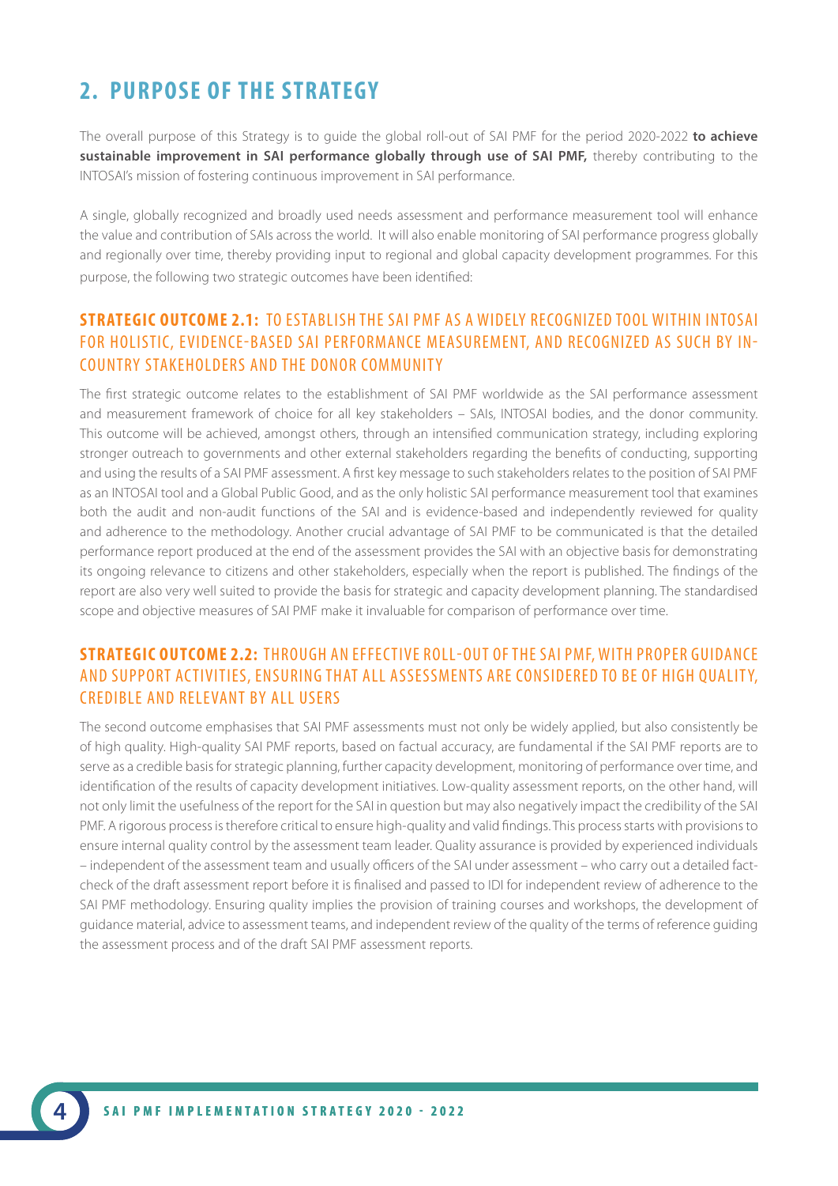## 2. PURPOSE OF THE STRATEGY

The overall purpose of this Strategy is to guide the global roll-out of SAI PMF for the period 2020-2022 **to achieve sustainable improvement in SAI performance globally through use of SAI PMF,** thereby contributing to the INTOSAI's mission of fostering continuous improvement in SAI performance.

A single, globally recognized and broadly used needs assessment and performance measurement tool will enhance the value and contribution of SAIs across the world. It will also enable monitoring of SAI performance progress globally and regionally over time, thereby providing input to regional and global capacity development programmes. For this purpose, the following two strategic outcomes have been identified:

### **STRATEGIC OUTCOME 2.1:** TO ESTABLISH THE SAI PMF AS A WIDELY RECOGNIZED TOOL WITHIN INTOSAI FOR HOLISTIC, EVIDENCE-BASED SAI PERFORMANCE MEASUREMENT, AND RECOGNIZED AS SUCH BY IN-COUNTRY STAKEHOLDERS AND THE DONOR COMMUNITY

The first strategic outcome relates to the establishment of SAI PMF worldwide as the SAI performance assessment and measurement framework of choice for all key stakeholders – SAIs, INTOSAI bodies, and the donor community. This outcome will be achieved, amongst others, through an intensified communication strategy, including exploring stronger outreach to governments and other external stakeholders regarding the benefits of conducting, supporting and using the results of a SAI PMF assessment. A first key message to such stakeholders relates to the position of SAI PMF as an INTOSAI tool and a Global Public Good, and as the only holistic SAI performance measurement tool that examines both the audit and non-audit functions of the SAI and is evidence-based and independently reviewed for quality and adherence to the methodology. Another crucial advantage of SAI PMF to be communicated is that the detailed performance report produced at the end of the assessment provides the SAI with an objective basis for demonstrating its ongoing relevance to citizens and other stakeholders, especially when the report is published. The findings of the report are also very well suited to provide the basis for strategic and capacity development planning. The standardised scope and objective measures of SAI PMF make it invaluable for comparison of performance over time.

### **STRATEGIC OUTCOME 2.2:** THROUGH AN EFFECTIVE ROLL-OUT OF THE SAI PMF, WITH PROPER GUIDANCE AND SUPPORT ACTIVITIES, ENSURING THAT ALL ASSESSMENTS ARE CONSIDERED TO BE OF HIGH QUALITY, CREDIBLE AND RELEVANT BY ALL USERS

The second outcome emphasises that SAI PMF assessments must not only be widely applied, but also consistently be of high quality. High-quality SAI PMF reports, based on factual accuracy, are fundamental if the SAI PMF reports are to serve as a credible basis for strategic planning, further capacity development, monitoring of performance over time, and identification of the results of capacity development initiatives. Low-quality assessment reports, on the other hand, will not only limit the usefulness of the report for the SAI in question but may also negatively impact the credibility of the SAI PMF. A rigorous process is therefore critical to ensure high-quality and valid findings. This process starts with provisions to ensure internal quality control by the assessment team leader. Quality assurance is provided by experienced individuals – independent of the assessment team and usually officers of the SAI under assessment – who carry out a detailed fact-check of the draft assessment report before it is finalised and passed to IDI for independent review of adherence to the SAI PMF methodology. Ensuring quality implies the provision of training courses and workshops, the development of guidance material, advice to assessment teams, and independent review of the quality of the terms of reference guiding the assessment process and of the draft SAI PMF assessment reports.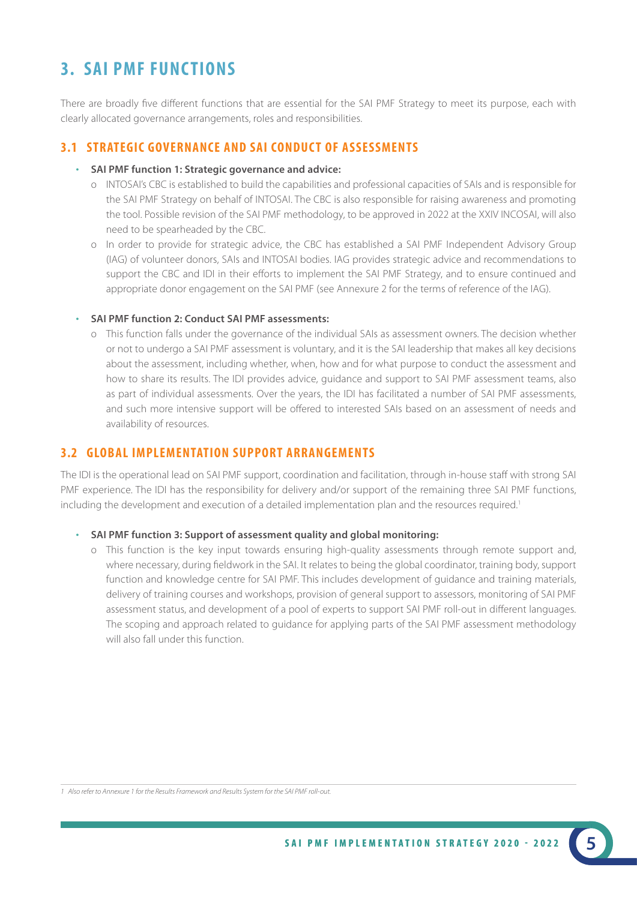# 3. SAI PMF FUNCTIONS

There are broadly five different functions that are essential for the SAI PMF Strategy to meet its purpose, each with clearly allocated governance arrangements, roles and responsibilities.

## 3.1 STRATEGIC GOVERNANCE AND SAI CONDUCT OF ASSESSMENTS

- **SAI PMF function 1: Strategic governance and advice:**
  - o INTOSAI's CBC is established to build the capabilities and professional capacities of SAIs and is responsible for the SAI PMF Strategy on behalf of INTOSAI. The CBC is also responsible for raising awareness and promoting the tool. Possible revision of the SAI PMF methodology, to be approved in 2022 at the XXIV INCOSAI, will also need to be spearheaded by the CBC.
  - o In order to provide for strategic advice, the CBC has established a SAI PMF Independent Advisory Group (IAG) of volunteer donors, SAIs and INTOSAI bodies. IAG provides strategic advice and recommendations to support the CBC and IDI in their efforts to implement the SAI PMF Strategy, and to ensure continued and appropriate donor engagement on the SAI PMF (see Annexure 2 for the terms of reference of the IAG).

- **SAI PMF function 2: Conduct SAI PMF assessments:**
  - o This function falls under the governance of the individual SAIs as assessment owners. The decision whether or not to undergo a SAI PMF assessment is voluntary, and it is the SAI leadership that makes all key decisions about the assessment, including whether, when, how and for what purpose to conduct the assessment and how to share its results. The IDI provides advice, guidance and support to SAI PMF assessment teams, also as part of individual assessments. Over the years, the IDI has facilitated a number of SAI PMF assessments, and such more intensive support will be offered to interested SAIs based on an assessment of needs and availability of resources.

## 3.2 GLOBAL IMPLEMENTATION SUPPORT ARRANGEMENTS

The IDI is the operational lead on SAI PMF support, coordination and facilitation, through in-house staff with strong SAI PMF experience. The IDI has the responsibility for delivery and/or support of the remaining three SAI PMF functions, including the development and execution of a detailed implementation plan and the resources required.[1]

- **SAI PMF function 3: Support of assessment quality and global monitoring:**
  - o This function is the key input towards ensuring high-quality assessments through remote support and, where necessary, during fieldwork in the SAI. It relates to being the global coordinator, training body, support function and knowledge centre for SAI PMF. This includes development of guidance and training materials, delivery of training courses and workshops, provision of general support to assessors, monitoring of SAI PMF assessment status, and development of a pool of experts to support SAI PMF roll-out in different languages. The scoping and approach related to guidance for applying parts of the SAI PMF assessment methodology will also fall under this function.

---

*1 Also refer to Annexure 1 for the Results Framework and Results System for the SAI PMF roll-out.*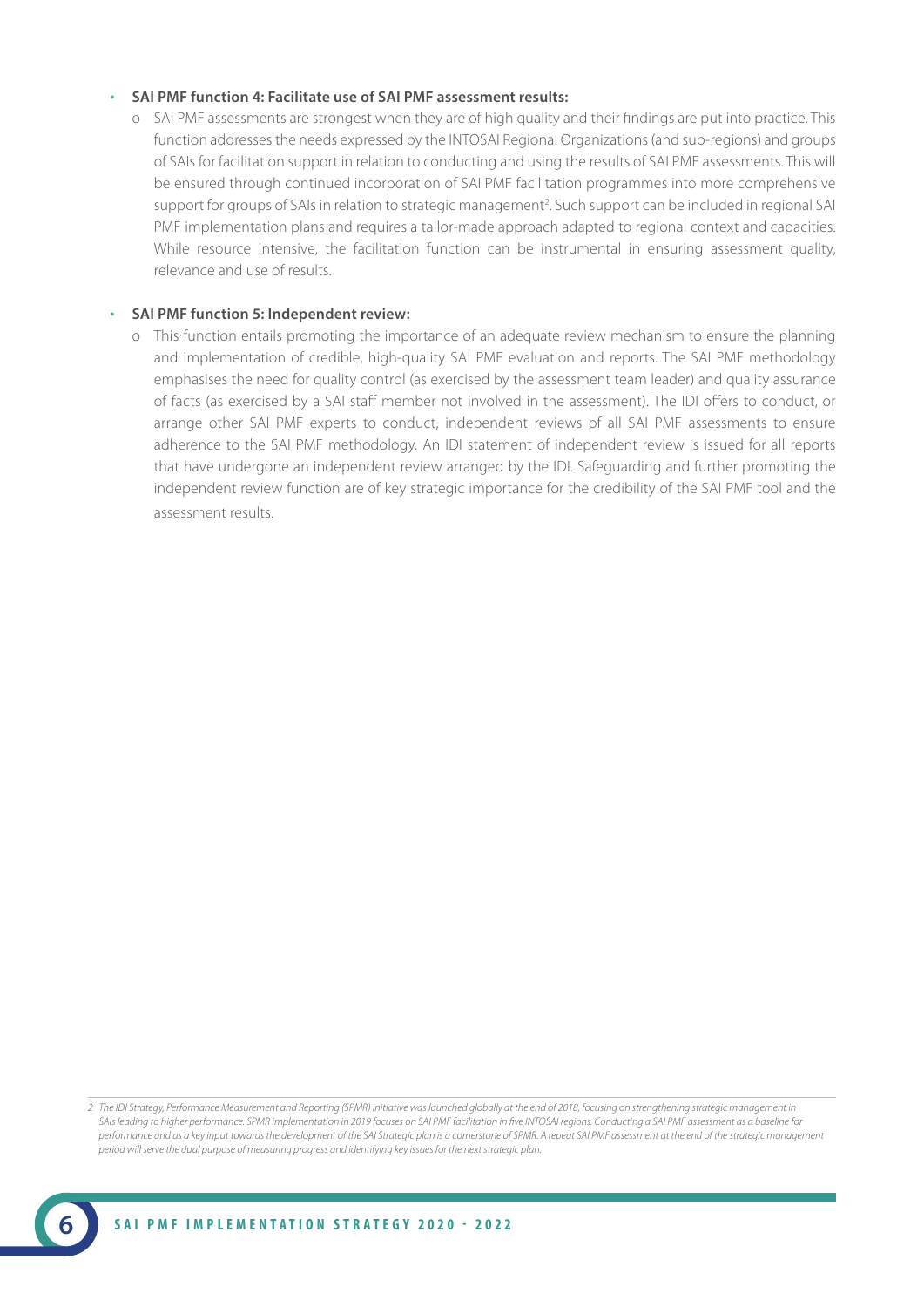- **SAI PMF function 4: Facilitate use of SAI PMF assessment results:**
  - o SAI PMF assessments are strongest when they are of high quality and their findings are put into practice. This function addresses the needs expressed by the INTOSAI Regional Organizations (and sub-regions) and groups of SAIs for facilitation support in relation to conducting and using the results of SAI PMF assessments. This will be ensured through continued incorporation of SAI PMF facilitation programmes into more comprehensive support for groups of SAIs in relation to strategic management[2]. Such support can be included in regional SAI PMF implementation plans and requires a tailor-made approach adapted to regional context and capacities. While resource intensive, the facilitation function can be instrumental in ensuring assessment quality, relevance and use of results.

- **SAI PMF function 5: Independent review:**
  - o This function entails promoting the importance of an adequate review mechanism to ensure the planning and implementation of credible, high-quality SAI PMF evaluation and reports. The SAI PMF methodology emphasises the need for quality control (as exercised by the assessment team leader) and quality assurance of facts (as exercised by a SAI staff member not involved in the assessment). The IDI offers to conduct, or arrange other SAI PMF experts to conduct, independent reviews of all SAI PMF assessments to ensure adherence to the SAI PMF methodology. An IDI statement of independent review is issued for all reports that have undergone an independent review arranged by the IDI. Safeguarding and further promoting the independent review function are of key strategic importance for the credibility of the SAI PMF tool and the assessment results.

*2 The IDI Strategy, Performance Measurement and Reporting (SPMR) initiative was launched globally at the end of 2018, focusing on strengthening strategic management in SAIs leading to higher performance. SPMR implementation in 2019 focuses on SAI PMF facilitation in five INTOSAI regions. Conducting a SAI PMF assessment as a baseline for performance and as a key input towards the development of the SAI Strategic plan is a cornerstone of SPMR. A repeat SAI PMF assessment at the end of the strategic management period will serve the dual purpose of measuring progress and identifying key issues for the next strategic plan.*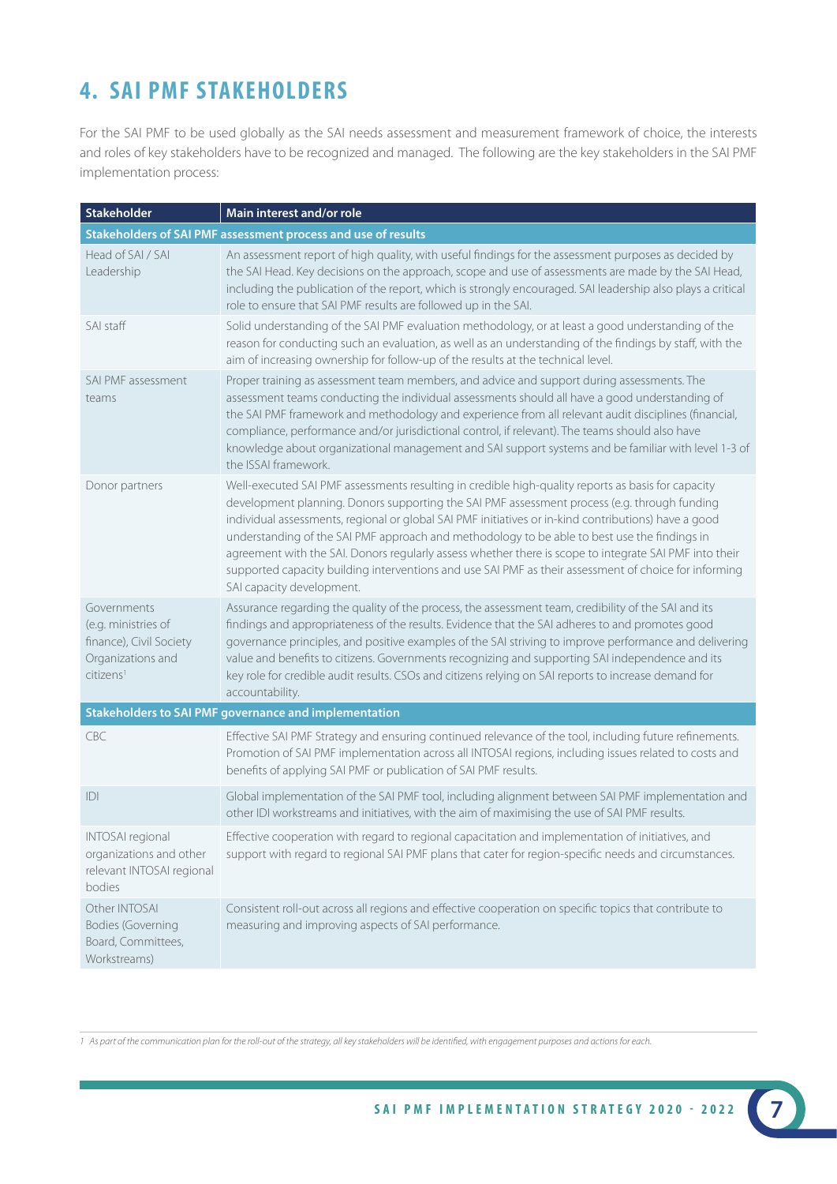## 4. SAI PMF STAKEHOLDERS

For the SAI PMF to be used globally as the SAI needs assessment and measurement framework of choice, the interests and roles of key stakeholders have to be recognized and managed. The following are the key stakeholders in the SAI PMF implementation process:

| Stakeholder | Main interest and/or role |
|---|---|
| **Stakeholders of SAI PMF assessment process and use of results** | |
| Head of SAI / SAI Leadership | An assessment report of high quality, with useful findings for the assessment purposes as decided by the SAI Head. Key decisions on the approach, scope and use of assessments are made by the SAI Head, including the publication of the report, which is strongly encouraged. SAI leadership also plays a critical role to ensure that SAI PMF results are followed up in the SAI. |
| SAI staff | Solid understanding of the SAI PMF evaluation methodology, or at least a good understanding of the reason for conducting such an evaluation, as well as an understanding of the findings by staff, with the aim of increasing ownership for follow-up of the results at the technical level. |
| SAI PMF assessment teams | Proper training as assessment team members, and advice and support during assessments. The assessment teams conducting the individual assessments should all have a good understanding of the SAI PMF framework and methodology and experience from all relevant audit disciplines (financial, compliance, performance and/or jurisdictional control, if relevant). The teams should also have knowledge about organizational management and SAI support systems and be familiar with level 1-3 of the ISSAI framework. |
| Donor partners | Well-executed SAI PMF assessments resulting in credible high-quality reports as basis for capacity development planning. Donors supporting the SAI PMF assessment process (e.g. through funding individual assessments, regional or global SAI PMF initiatives or in-kind contributions) have a good understanding of the SAI PMF approach and methodology to be able to best use the findings in agreement with the SAI. Donors regularly assess whether there is scope to integrate SAI PMF into their supported capacity building interventions and use SAI PMF as their assessment of choice for informing SAI capacity development. |
| Governments (e.g. ministries of finance), Civil Society Organizations and citizens[1] | Assurance regarding the quality of the process, the assessment team, credibility of the SAI and its findings and appropriateness of the results. Evidence that the SAI adheres to and promotes good governance principles, and positive examples of the SAI striving to improve performance and delivering value and benefits to citizens. Governments recognizing and supporting SAI independence and its key role for credible audit results. CSOs and citizens relying on SAI reports to increase demand for accountability. |
| **Stakeholders to SAI PMF governance and implementation** | |
| CBC | Effective SAI PMF Strategy and ensuring continued relevance of the tool, including future refinements. Promotion of SAI PMF implementation across all INTOSAI regions, including issues related to costs and benefits of applying SAI PMF or publication of SAI PMF results. |
| IDI | Global implementation of the SAI PMF tool, including alignment between SAI PMF implementation and other IDI workstreams and initiatives, with the aim of maximising the use of SAI PMF results. |
| INTOSAI regional organizations and other relevant INTOSAI regional bodies | Effective cooperation with regard to regional capacitation and implementation of initiatives, and support with regard to regional SAI PMF plans that cater for region-specific needs and circumstances. |
| Other INTOSAI Bodies (Governing Board, Committees, Workstreams) | Consistent roll-out across all regions and effective cooperation on specific topics that contribute to measuring and improving aspects of SAI performance. |

1 As part of the communication plan for the roll-out of the strategy, all key stakeholders will be identified, with engagement purposes and actions for each.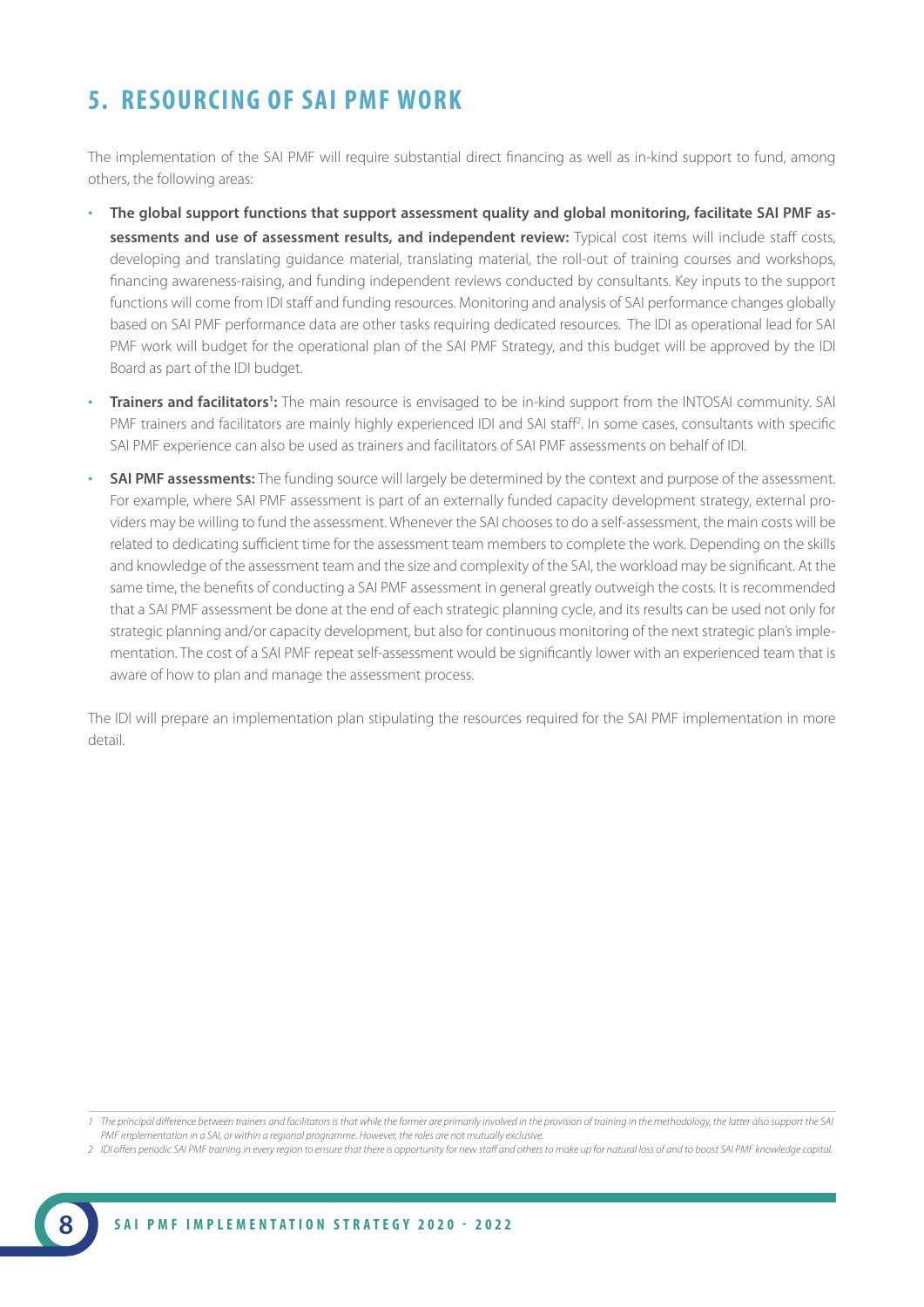## 5. RESOURCING OF SAI PMF WORK

The implementation of the SAI PMF will require substantial direct financing as well as in-kind support to fund, among others, the following areas:

- **The global support functions that support assessment quality and global monitoring, facilitate SAI PMF assessments and use of assessment results, and independent review:** Typical cost items will include staff costs, developing and translating guidance material, translating material, the roll-out of training courses and workshops, financing awareness-raising, and funding independent reviews conducted by consultants. Key inputs to the support functions will come from IDI staff and funding resources. Monitoring and analysis of SAI performance changes globally based on SAI PMF performance data are other tasks requiring dedicated resources. The IDI as operational lead for SAI PMF work will budget for the operational plan of the SAI PMF Strategy, and this budget will be approved by the IDI Board as part of the IDI budget.
- **Trainers and facilitators[1]:** The main resource is envisaged to be in-kind support from the INTOSAI community. SAI PMF trainers and facilitators are mainly highly experienced IDI and SAI staff[2]. In some cases, consultants with specific SAI PMF experience can also be used as trainers and facilitators of SAI PMF assessments on behalf of IDI.
- **SAI PMF assessments:** The funding source will largely be determined by the context and purpose of the assessment. For example, where SAI PMF assessment is part of an externally funded capacity development strategy, external providers may be willing to fund the assessment. Whenever the SAI chooses to do a self-assessment, the main costs will be related to dedicating sufficient time for the assessment team members to complete the work. Depending on the skills and knowledge of the assessment team and the size and complexity of the SAI, the workload may be significant. At the same time, the benefits of conducting a SAI PMF assessment in general greatly outweigh the costs. It is recommended that a SAI PMF assessment be done at the end of each strategic planning cycle, and its results can be used not only for strategic planning and/or capacity development, but also for continuous monitoring of the next strategic plan's implementation. The cost of a SAI PMF repeat self-assessment would be significantly lower with an experienced team that is aware of how to plan and manage the assessment process.

The IDI will prepare an implementation plan stipulating the resources required for the SAI PMF implementation in more detail.

---

*1 The principal difference between trainers and facilitators is that while the former are primarily involved in the provision of training in the methodology, the latter also support the SAI PMF implementation in a SAI, or within a regional programme. However, the roles are not mutually exclusive.*

*2 IDI offers periodic SAI PMF training in every region to ensure that there is opportunity for new staff and others to make up for natural loss of and to boost SAI PMF knowledge capital.*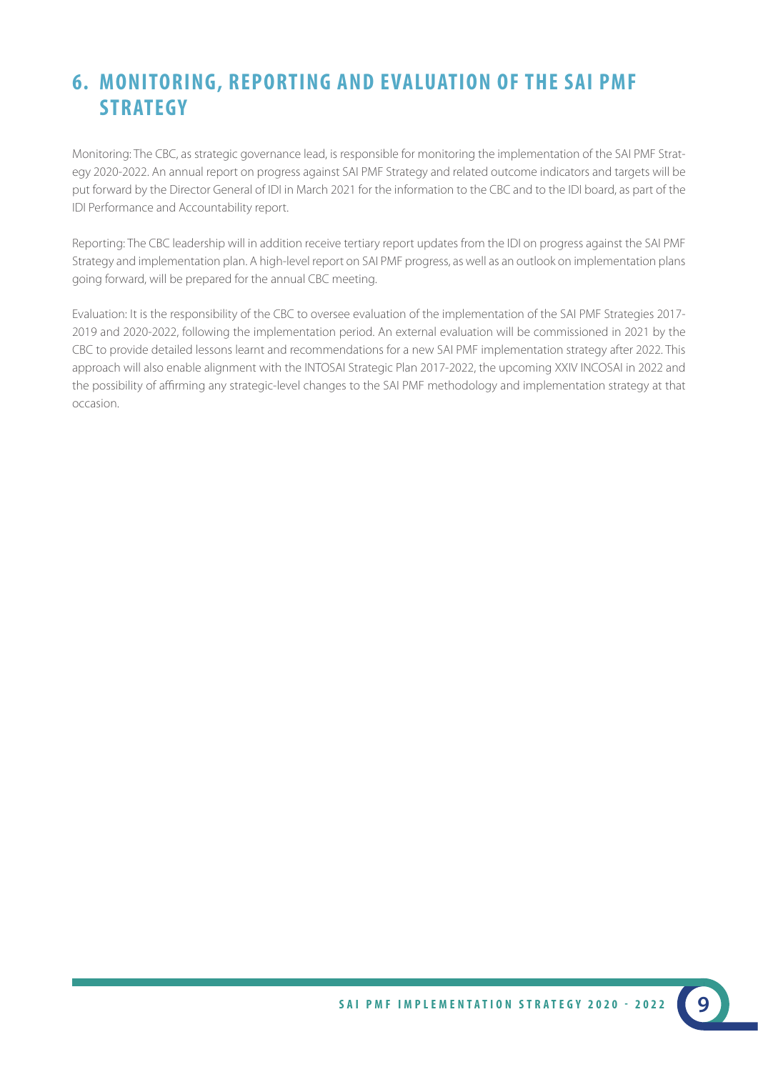## 6. MONITORING, REPORTING AND EVALUATION OF THE SAI PMF STRATEGY

Monitoring: The CBC, as strategic governance lead, is responsible for monitoring the implementation of the SAI PMF Strategy 2020-2022. An annual report on progress against SAI PMF Strategy and related outcome indicators and targets will be put forward by the Director General of IDI in March 2021 for the information to the CBC and to the IDI board, as part of the IDI Performance and Accountability report.

Reporting: The CBC leadership will in addition receive tertiary report updates from the IDI on progress against the SAI PMF Strategy and implementation plan. A high-level report on SAI PMF progress, as well as an outlook on implementation plans going forward, will be prepared for the annual CBC meeting.

Evaluation: It is the responsibility of the CBC to oversee evaluation of the implementation of the SAI PMF Strategies 2017-2019 and 2020-2022, following the implementation period. An external evaluation will be commissioned in 2021 by the CBC to provide detailed lessons learnt and recommendations for a new SAI PMF implementation strategy after 2022. This approach will also enable alignment with the INTOSAI Strategic Plan 2017-2022, the upcoming XXIV INCOSAI in 2022 and the possibility of affirming any strategic-level changes to the SAI PMF methodology and implementation strategy at that occasion.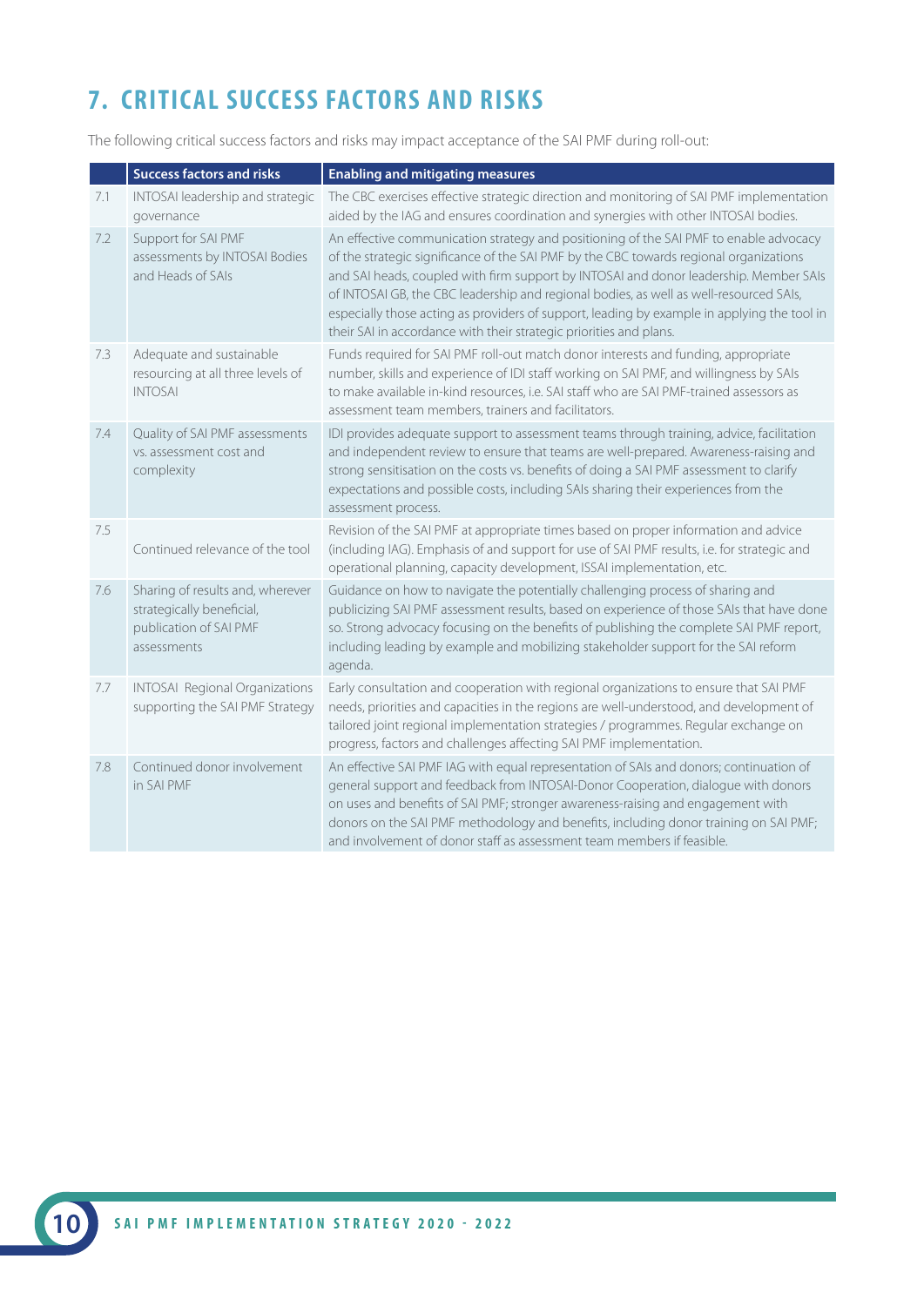# 7. CRITICAL SUCCESS FACTORS AND RISKS

The following critical success factors and risks may impact acceptance of the SAI PMF during roll-out:

| | Success factors and risks | Enabling and mitigating measures |
|---|---|---|
| 7.1 | INTOSAI leadership and strategic governance | The CBC exercises effective strategic direction and monitoring of SAI PMF implementation aided by the IAG and ensures coordination and synergies with other INTOSAI bodies. |
| 7.2 | Support for SAI PMF assessments by INTOSAI Bodies and Heads of SAIs | An effective communication strategy and positioning of the SAI PMF to enable advocacy of the strategic significance of the SAI PMF by the CBC towards regional organizations and SAI heads, coupled with firm support by INTOSAI and donor leadership. Member SAIs of INTOSAI GB, the CBC leadership and regional bodies, as well as well-resourced SAIs, especially those acting as providers of support, leading by example in applying the tool in their SAI in accordance with their strategic priorities and plans. |
| 7.3 | Adequate and sustainable resourcing at all three levels of INTOSAI | Funds required for SAI PMF roll-out match donor interests and funding, appropriate number, skills and experience of IDI staff working on SAI PMF, and willingness by SAIs to make available in-kind resources, i.e. SAI staff who are SAI PMF-trained assessors as assessment team members, trainers and facilitators. |
| 7.4 | Quality of SAI PMF assessments vs. assessment cost and complexity | IDI provides adequate support to assessment teams through training, advice, facilitation and independent review to ensure that teams are well-prepared. Awareness-raising and strong sensitisation on the costs vs. benefits of doing a SAI PMF assessment to clarify expectations and possible costs, including SAIs sharing their experiences from the assessment process. |
| 7.5 | Continued relevance of the tool | Revision of the SAI PMF at appropriate times based on proper information and advice (including IAG). Emphasis of and support for use of SAI PMF results, i.e. for strategic and operational planning, capacity development, ISSAI implementation, etc. |
| 7.6 | Sharing of results and, wherever strategically beneficial, publication of SAI PMF assessments | Guidance on how to navigate the potentially challenging process of sharing and publicizing SAI PMF assessment results, based on experience of those SAIs that have done so. Strong advocacy focusing on the benefits of publishing the complete SAI PMF report, including leading by example and mobilizing stakeholder support for the SAI reform agenda. |
| 7.7 | INTOSAI Regional Organizations supporting the SAI PMF Strategy | Early consultation and cooperation with regional organizations to ensure that SAI PMF needs, priorities and capacities in the regions are well-understood, and development of tailored joint regional implementation strategies / programmes. Regular exchange on progress, factors and challenges affecting SAI PMF implementation. |
| 7.8 | Continued donor involvement in SAI PMF | An effective SAI PMF IAG with equal representation of SAIs and donors; continuation of general support and feedback from INTOSAI-Donor Cooperation, dialogue with donors on uses and benefits of SAI PMF; stronger awareness-raising and engagement with donors on the SAI PMF methodology and benefits, including donor training on SAI PMF; and involvement of donor staff as assessment team members if feasible. |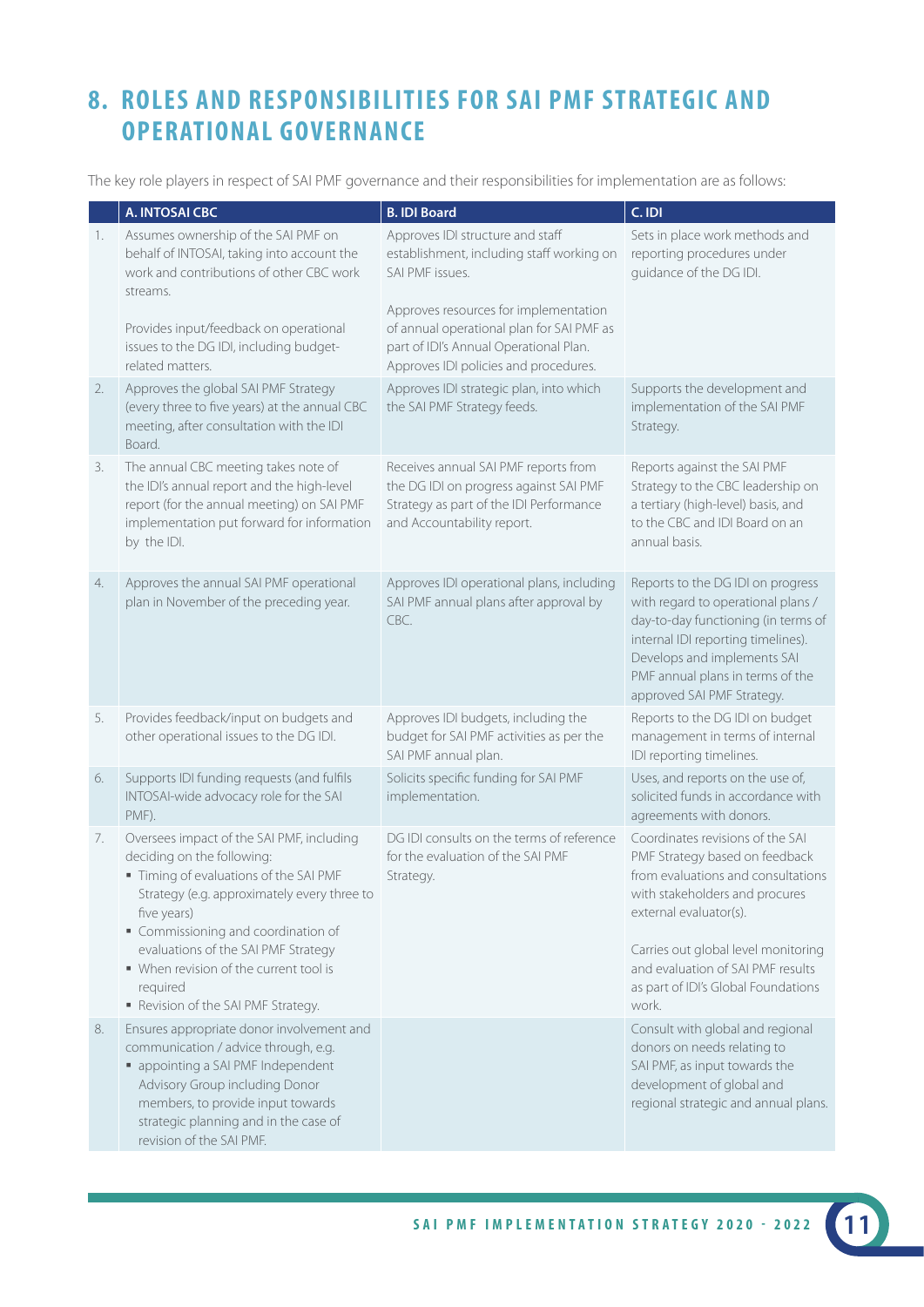## 8. ROLES AND RESPONSIBILITIES FOR SAI PMF STRATEGIC AND OPERATIONAL GOVERNANCE

The key role players in respect of SAI PMF governance and their responsibilities for implementation are as follows:

| | A. INTOSAI CBC | B. IDI Board | C. IDI |
|---|---|---|---|
| 1. | Assumes ownership of the SAI PMF on behalf of INTOSAI, taking into account the work and contributions of other CBC work streams.<br><br>Provides input/feedback on operational issues to the DG IDI, including budget-related matters. | Approves IDI structure and staff establishment, including staff working on SAI PMF issues.<br><br>Approves resources for implementation of annual operational plan for SAI PMF as part of IDI's Annual Operational Plan. Approves IDI policies and procedures. | Sets in place work methods and reporting procedures under guidance of the DG IDI. |
| 2. | Approves the global SAI PMF Strategy (every three to five years) at the annual CBC meeting, after consultation with the IDI Board. | Approves IDI strategic plan, into which the SAI PMF Strategy feeds. | Supports the development and implementation of the SAI PMF Strategy. |
| 3. | The annual CBC meeting takes note of the IDI's annual report and the high-level report (for the annual meeting) on SAI PMF implementation put forward for information by the IDI. | Receives annual SAI PMF reports from the DG IDI on progress against SAI PMF Strategy as part of the IDI Performance and Accountability report. | Reports against the SAI PMF Strategy to the CBC leadership on a tertiary (high-level) basis, and to the CBC and IDI Board on an annual basis. |
| 4. | Approves the annual SAI PMF operational plan in November of the preceding year. | Approves IDI operational plans, including SAI PMF annual plans after approval by CBC. | Reports to the DG IDI on progress with regard to operational plans / day-to-day functioning (in terms of internal IDI reporting timelines). Develops and implements SAI PMF annual plans in terms of the approved SAI PMF Strategy. |
| 5. | Provides feedback/input on budgets and other operational issues to the DG IDI. | Approves IDI budgets, including the budget for SAI PMF activities as per the SAI PMF annual plan. | Reports to the DG IDI on budget management in terms of internal IDI reporting timelines. |
| 6. | Supports IDI funding requests (and fulfils INTOSAI-wide advocacy role for the SAI PMF). | Solicits specific funding for SAI PMF implementation. | Uses, and reports on the use of, solicited funds in accordance with agreements with donors. |
| 7. | Oversees impact of the SAI PMF, including deciding on the following:<br>▪ Timing of evaluations of the SAI PMF Strategy (e.g. approximately every three to five years)<br>▪ Commissioning and coordination of evaluations of the SAI PMF Strategy<br>▪ When revision of the current tool is required<br>▪ Revision of the SAI PMF Strategy. | DG IDI consults on the terms of reference for the evaluation of the SAI PMF Strategy. | Coordinates revisions of the SAI PMF Strategy based on feedback from evaluations and consultations with stakeholders and procures external evaluator(s).<br><br>Carries out global level monitoring and evaluation of SAI PMF results as part of IDI's Global Foundations work. |
| 8. | Ensures appropriate donor involvement and communication / advice through, e.g.<br>▪ appointing a SAI PMF Independent Advisory Group including Donor members, to provide input towards strategic planning and in the case of revision of the SAI PMF. | | Consult with global and regional donors on needs relating to SAI PMF, as input towards the development of global and regional strategic and annual plans. |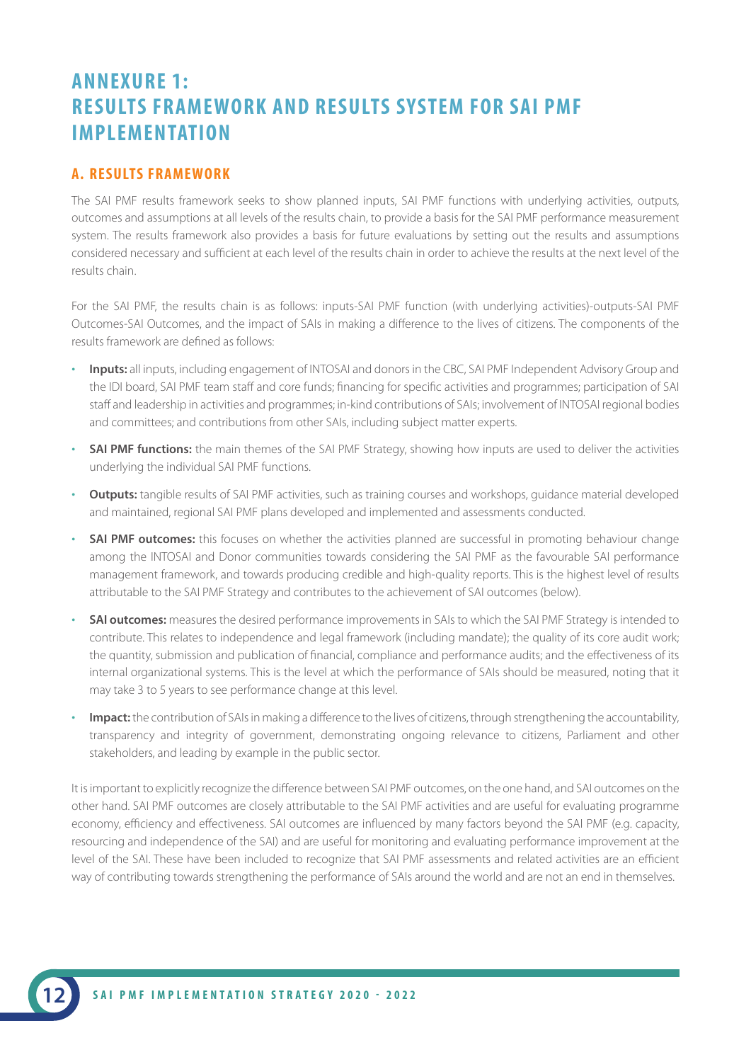# ANNEXURE 1: RESULTS FRAMEWORK AND RESULTS SYSTEM FOR SAI PMF IMPLEMENTATION

## A. RESULTS FRAMEWORK

The SAI PMF results framework seeks to show planned inputs, SAI PMF functions with underlying activities, outputs, outcomes and assumptions at all levels of the results chain, to provide a basis for the SAI PMF performance measurement system. The results framework also provides a basis for future evaluations by setting out the results and assumptions considered necessary and sufficient at each level of the results chain in order to achieve the results at the next level of the results chain.

For the SAI PMF, the results chain is as follows: inputs-SAI PMF function (with underlying activities)-outputs-SAI PMF Outcomes-SAI Outcomes, and the impact of SAIs in making a difference to the lives of citizens. The components of the results framework are defined as follows:

- **Inputs:** all inputs, including engagement of INTOSAI and donors in the CBC, SAI PMF Independent Advisory Group and the IDI board, SAI PMF team staff and core funds; financing for specific activities and programmes; participation of SAI staff and leadership in activities and programmes; in-kind contributions of SAIs; involvement of INTOSAI regional bodies and committees; and contributions from other SAIs, including subject matter experts.
- **SAI PMF functions:** the main themes of the SAI PMF Strategy, showing how inputs are used to deliver the activities underlying the individual SAI PMF functions.
- **Outputs:** tangible results of SAI PMF activities, such as training courses and workshops, guidance material developed and maintained, regional SAI PMF plans developed and implemented and assessments conducted.
- **SAI PMF outcomes:** this focuses on whether the activities planned are successful in promoting behaviour change among the INTOSAI and Donor communities towards considering the SAI PMF as the favourable SAI performance management framework, and towards producing credible and high-quality reports. This is the highest level of results attributable to the SAI PMF Strategy and contributes to the achievement of SAI outcomes (below).
- **SAI outcomes:** measures the desired performance improvements in SAIs to which the SAI PMF Strategy is intended to contribute. This relates to independence and legal framework (including mandate); the quality of its core audit work; the quantity, submission and publication of financial, compliance and performance audits; and the effectiveness of its internal organizational systems. This is the level at which the performance of SAIs should be measured, noting that it may take 3 to 5 years to see performance change at this level.
- **Impact:** the contribution of SAIs in making a difference to the lives of citizens, through strengthening the accountability, transparency and integrity of government, demonstrating ongoing relevance to citizens, Parliament and other stakeholders, and leading by example in the public sector.

It is important to explicitly recognize the difference between SAI PMF outcomes, on the one hand, and SAI outcomes on the other hand. SAI PMF outcomes are closely attributable to the SAI PMF activities and are useful for evaluating programme economy, efficiency and effectiveness. SAI outcomes are influenced by many factors beyond the SAI PMF (e.g. capacity, resourcing and independence of the SAI) and are useful for monitoring and evaluating performance improvement at the level of the SAI. These have been included to recognize that SAI PMF assessments and related activities are an efficient way of contributing towards strengthening the performance of SAIs around the world and are not an end in themselves.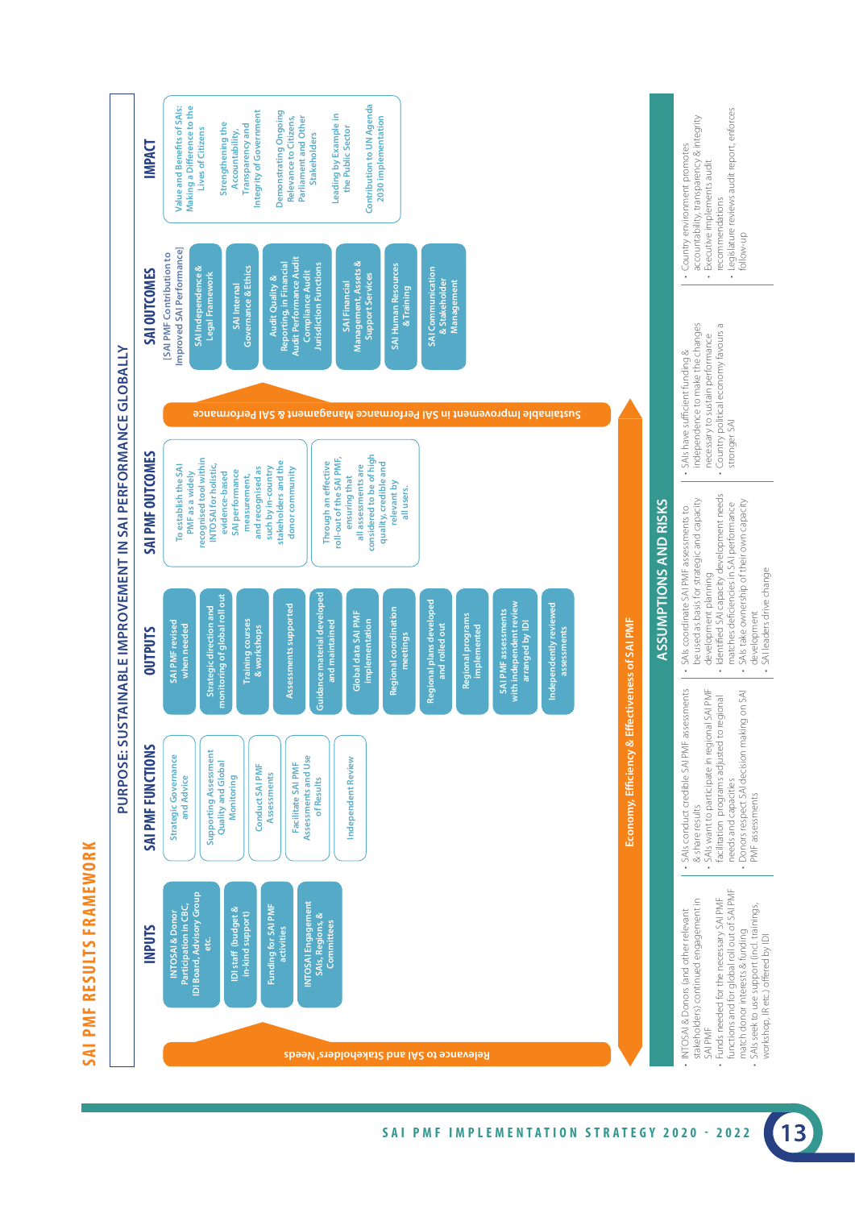# SAI PMF RESULTS FRAMEWORK

## PURPOSE: SUSTAINABLE IMPROVEMENT IN SAI PERFORMANCE GLOBALLY

### INPUTS

- INTOSAI & Donor Participation in CBC, IDI Board, Advisory Group etc.
- IDI staff (budget & in-kind support)
- Funding for SAI PMF activities
- INTOSAI Engagement SAIs, Regions, & Committees

### SAI PMF FUNCTIONS

- Strategic Governance and Advice
- Supporting Assessment Quality and Global Monitoring
- Conduct SAI PMF Assessments
- Facilitate SAI PMF Assessments and Use of Results
- Independent Review

### OUTPUTS

- SAI PMF revised when needed
- Strategic direction and monitoring of global roll out
- Training courses & workshops
- Assessments supported
- Guidance material developed and maintained
- Global data SAI PMF implementation
- Regional coordination meetings
- Regional plans developed and rolled out
- Regional programs implemented
- SAI PMF assessments with independent review arranged by IDI
- Independently reviewed assessments

### SAI PMF OUTCOMES

- To establish the SAI PMF as a widely recognised tool within INTOSAI for holistic, evidence-based SAI performance measurement, and recognised as such by in-country stakeholders and the donor community
- Through an effective roll-out of the SAI PMF, ensuring that all assessments are considered to be of high quality, credible and relevant by all users.

### SAI OUTCOMES

[SAI PMF Contribution to Improved SAI Performance]

- SAI Independence & Legal Framework
- SAI Internal Governance & Ethics
- Audit Quality & Reporting, in Financial Audit Performance Audit Compliance Audit Jurisdiction Functions
- SAI Financial Management, Assets & Support Services
- SAI Human Resources & Training
- SAI Communication & Stakeholder Management

### IMPACT

- Value and Benefits of SAIs: Making a Difference to the Lives of Citizens
- Strengthening the Accountability, Transparency and Integrity of Government
- Demonstrating Ongoing Relevance to Citizens, Parliament and Other Stakeholders
- Leading by Example in the Public Sector
- Contribution to UN Agenda 2030 implementation

Relevance to SAI and Stakeholders' Needs

Sustainable Improvement in SAI Performance Management & SAI Performance

Economy, Efficiency & Effectiveness of SAI PMF

## ASSUMPTIONS AND RISKS

- INTOSAI & Donors (and other relevant stakeholders) continued engagement in SAI PMF
- Funds needed for the necessary SAI PMF functions and for global roll out of SAI PMF match donor interests & funding
- SAIs seek to use support (incl. trainings, workshop, IR etc.) offered by IDI

- SAIs conduct credible SAI PMF assessments & share results
- SAIs want to participate in regional SAI PMF facilitation programs adjusted to regional needs and capacities
- Donors respect SAI decision making on SAI PMF assessments

- SAIs coordinate SAI PMF assessments to be used as basis for strategic and capacity development planning
- Identified SAI capacity development needs matches deficiencies in SAI performance
- SAIs take ownership of their own capacity development
- SAI leaders drive change

- SAIs have sufficient funding & independence to make the changes necessary to sustain performance
- Country political economy favours a stronger SAI

- Country environment promotes accountability, transparency & integrity
- Executive implements audit recommendations
- Legislature reviews audit report, enforces follow-up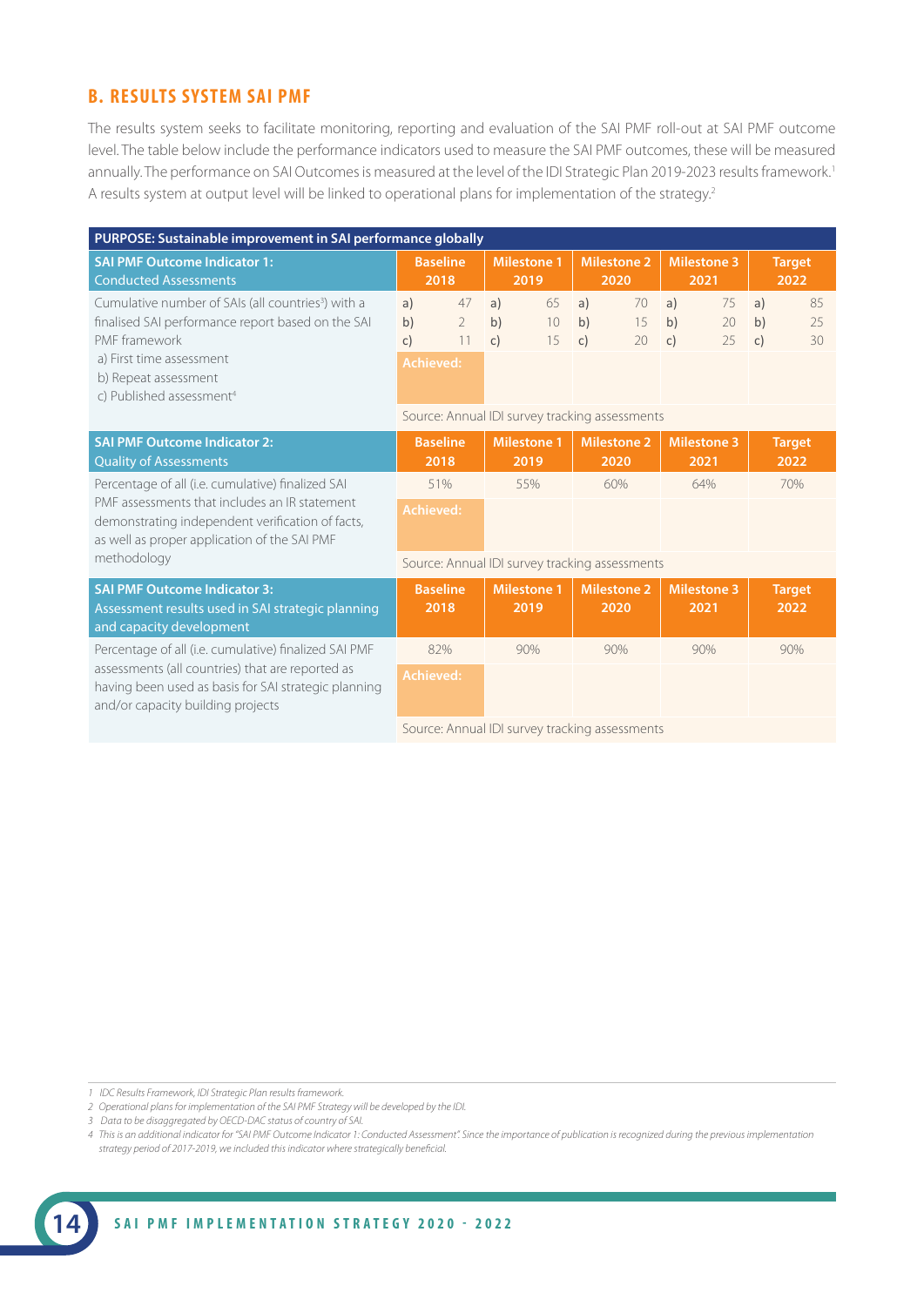## B. RESULTS SYSTEM SAI PMF

The results system seeks to facilitate monitoring, reporting and evaluation of the SAI PMF roll-out at SAI PMF outcome level. The table below include the performance indicators used to measure the SAI PMF outcomes, these will be measured annually. The performance on SAI Outcomes is measured at the level of the IDI Strategic Plan 2019-2023 results framework.[1] A results system at output level will be linked to operational plans for implementation of the strategy.[2]

| PURPOSE: Sustainable improvement in SAI performance globally | | | | | |
|---|---|---|---|---|---|
| **SAI PMF Outcome Indicator 1:** Conducted Assessments | **Baseline 2018** | **Milestone 1 2019** | **Milestone 2 2020** | **Milestone 3 2021** | **Target 2022** |
| Cumulative number of SAIs (all countries[3]) with a finalised SAI performance report based on the SAI PMF framework<br>a) First time assessment<br>b) Repeat assessment<br>c) Published assessment[4] | a) 47<br>b) 2<br>c) 11 | a) 65<br>b) 10<br>c) 15 | a) 70<br>b) 15<br>c) 20 | a) 75<br>b) 20<br>c) 25 | a) 85<br>b) 25<br>c) 30 |
| | **Achieved:** | | | | |
| | Source: Annual IDI survey tracking assessments | | | | |
| **SAI PMF Outcome Indicator 2:** Quality of Assessments | **Baseline 2018** | **Milestone 1 2019** | **Milestone 2 2020** | **Milestone 3 2021** | **Target 2022** |
| Percentage of all (i.e. cumulative) finalized SAI PMF assessments that includes an IR statement demonstrating independent verification of facts, as well as proper application of the SAI PMF methodology | 51% | 55% | 60% | 64% | 70% |
| | **Achieved:** | | | | |
| | Source: Annual IDI survey tracking assessments | | | | |
| **SAI PMF Outcome Indicator 3:** Assessment results used in SAI strategic planning and capacity development | **Baseline 2018** | **Milestone 1 2019** | **Milestone 2 2020** | **Milestone 3 2021** | **Target 2022** |
| Percentage of all (i.e. cumulative) finalized SAI PMF assessments (all countries) that are reported as having been used as basis for SAI strategic planning and/or capacity building projects | 82% | 90% | 90% | 90% | 90% |
| | **Achieved:** | | | | |
| | Source: Annual IDI survey tracking assessments | | | | |

*1 IDC Results Framework, IDI Strategic Plan results framework.*

*2 Operational plans for implementation of the SAI PMF Strategy will be developed by the IDI.*

*3 Data to be disaggregated by OECD-DAC status of country of SAI.*

*4 This is an additional indicator for "SAI PMF Outcome Indicator 1: Conducted Assessment". Since the importance of publication is recognized during the previous implementation strategy period of 2017-2019, we included this indicator where strategically beneficial.*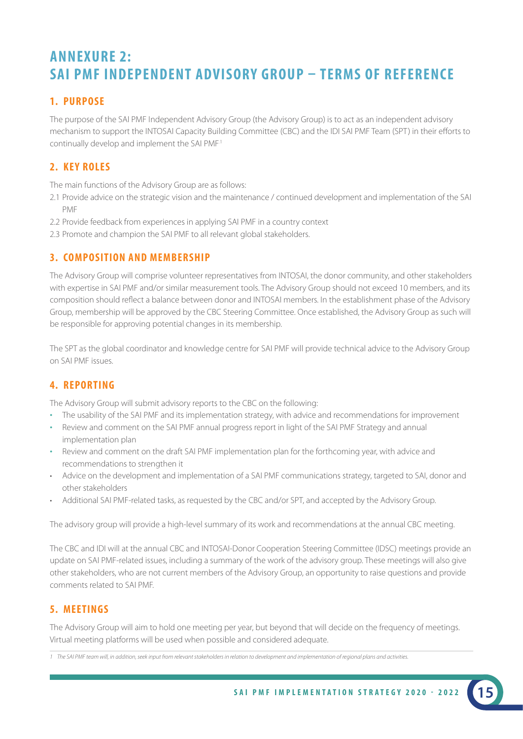# ANNEXURE 2: SAI PMF INDEPENDENT ADVISORY GROUP – TERMS OF REFERENCE

## 1. PURPOSE

The purpose of the SAI PMF Independent Advisory Group (the Advisory Group) is to act as an independent advisory mechanism to support the INTOSAI Capacity Building Committee (CBC) and the IDI SAI PMF Team (SPT) in their efforts to continually develop and implement the SAI PMF[1]

## 2. KEY ROLES

The main functions of the Advisory Group are as follows:

2.1 Provide advice on the strategic vision and the maintenance / continued development and implementation of the SAI PMF

2.2 Provide feedback from experiences in applying SAI PMF in a country context

2.3 Promote and champion the SAI PMF to all relevant global stakeholders.

## 3. COMPOSITION AND MEMBERSHIP

The Advisory Group will comprise volunteer representatives from INTOSAI, the donor community, and other stakeholders with expertise in SAI PMF and/or similar measurement tools. The Advisory Group should not exceed 10 members, and its composition should reflect a balance between donor and INTOSAI members. In the establishment phase of the Advisory Group, membership will be approved by the CBC Steering Committee. Once established, the Advisory Group as such will be responsible for approving potential changes in its membership.

The SPT as the global coordinator and knowledge centre for SAI PMF will provide technical advice to the Advisory Group on SAI PMF issues.

## 4. REPORTING

The Advisory Group will submit advisory reports to the CBC on the following:

- The usability of the SAI PMF and its implementation strategy, with advice and recommendations for improvement
- Review and comment on the SAI PMF annual progress report in light of the SAI PMF Strategy and annual implementation plan
- Review and comment on the draft SAI PMF implementation plan for the forthcoming year, with advice and recommendations to strengthen it
- Advice on the development and implementation of a SAI PMF communications strategy, targeted to SAI, donor and other stakeholders
- Additional SAI PMF-related tasks, as requested by the CBC and/or SPT, and accepted by the Advisory Group.

The advisory group will provide a high-level summary of its work and recommendations at the annual CBC meeting.

The CBC and IDI will at the annual CBC and INTOSAI-Donor Cooperation Steering Committee (IDSC) meetings provide an update on SAI PMF-related issues, including a summary of the work of the advisory group. These meetings will also give other stakeholders, who are not current members of the Advisory Group, an opportunity to raise questions and provide comments related to SAI PMF.

## 5. MEETINGS

The Advisory Group will aim to hold one meeting per year, but beyond that will decide on the frequency of meetings. Virtual meeting platforms will be used when possible and considered adequate.

---

*1 The SAI PMF team will, in addition, seek input from relevant stakeholders in relation to development and implementation of regional plans and activities.*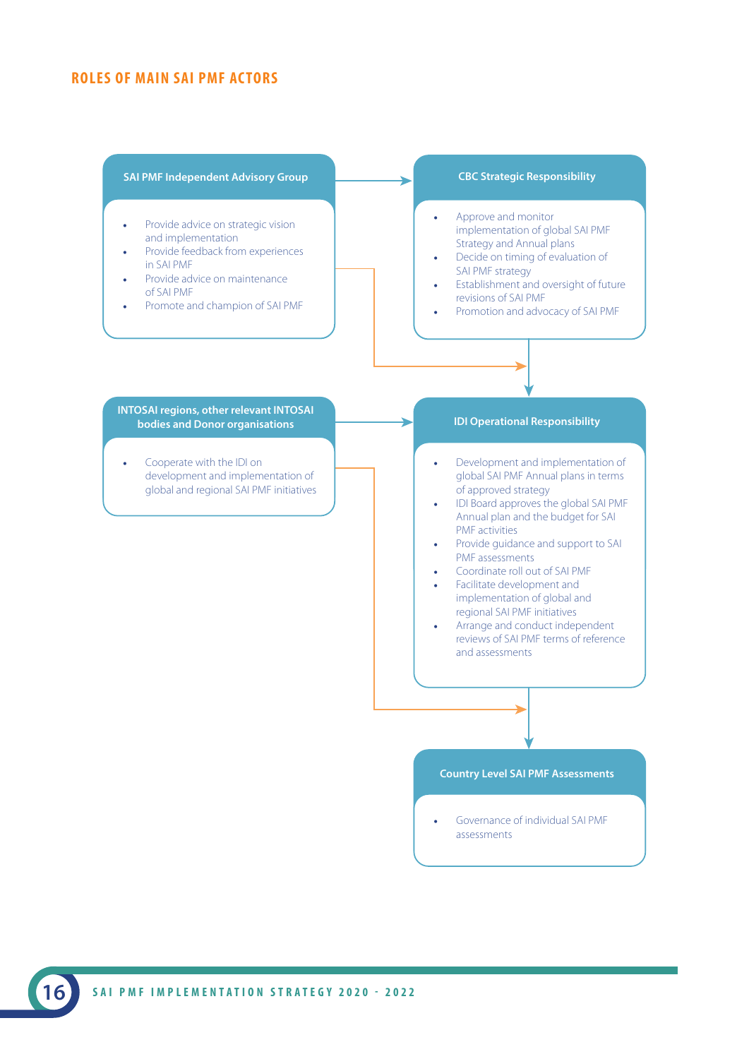## ROLES OF MAIN SAI PMF ACTORS

### SAI PMF Independent Advisory Group

- Provide advice on strategic vision and implementation
- Provide feedback from experiences in SAI PMF
- Provide advice on maintenance of SAI PMF
- Promote and champion of SAI PMF

### CBC Strategic Responsibility

- Approve and monitor implementation of global SAI PMF Strategy and Annual plans
- Decide on timing of evaluation of SAI PMF strategy
- Establishment and oversight of future revisions of SAI PMF
- Promotion and advocacy of SAI PMF

### INTOSAI regions, other relevant INTOSAI bodies and Donor organisations

- Cooperate with the IDI on development and implementation of global and regional SAI PMF initiatives

### IDI Operational Responsibility

- Development and implementation of global SAI PMF Annual plans in terms of approved strategy
- IDI Board approves the global SAI PMF Annual plan and the budget for SAI PMF activities
- Provide guidance and support to SAI PMF assessments
- Coordinate roll out of SAI PMF
- Facilitate development and implementation of global and regional SAI PMF initiatives
- Arrange and conduct independent reviews of SAI PMF terms of reference and assessments

### Country Level SAI PMF Assessments

- Governance of individual SAI PMF assessments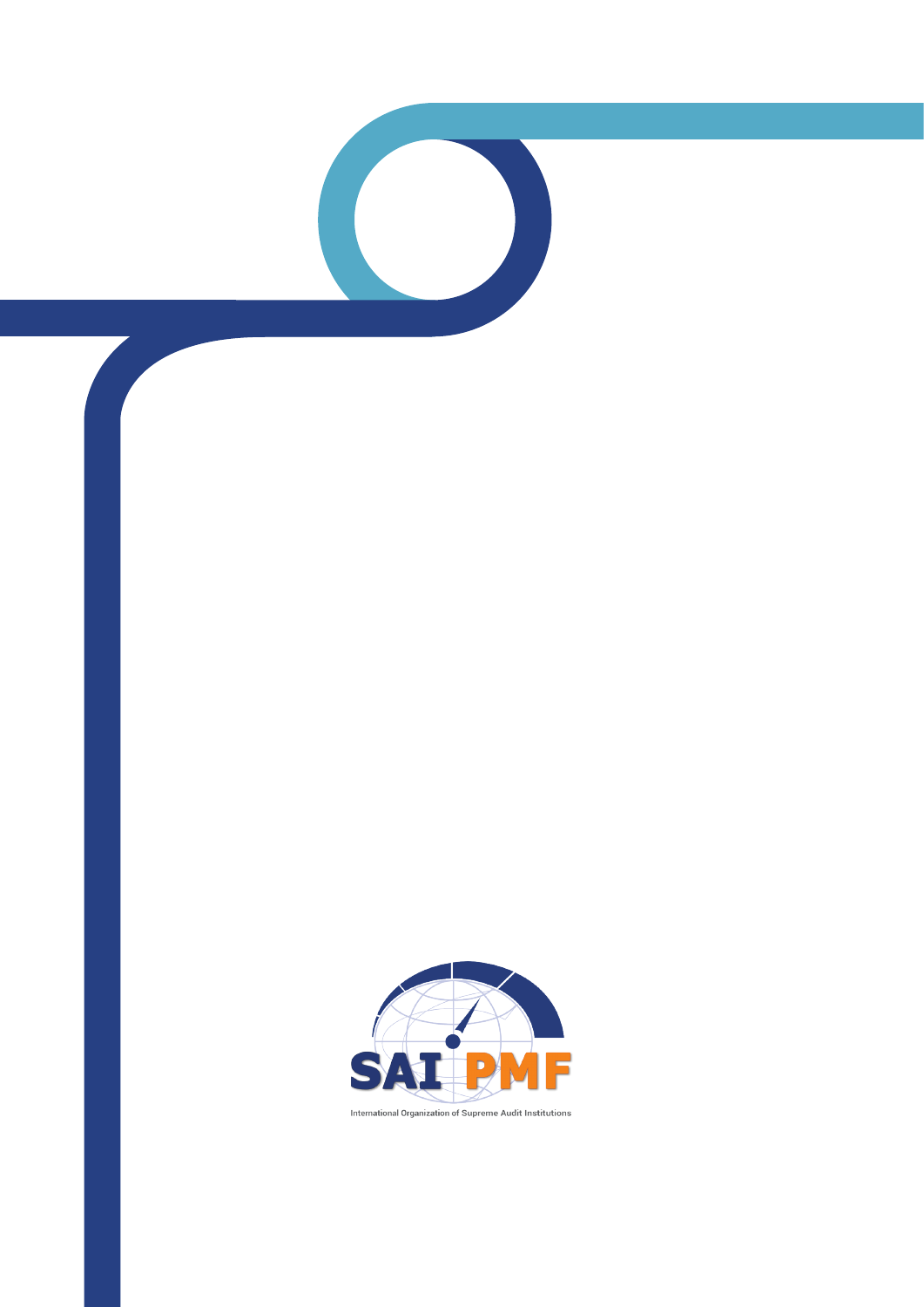SAI PMF

International Organization of Supreme Audit Institutions